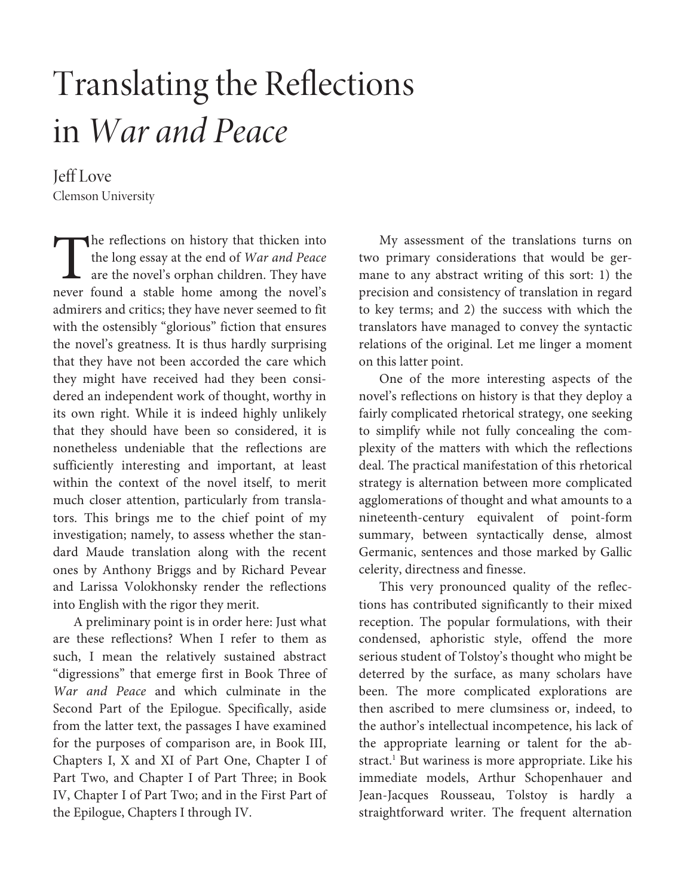# Translating the Reflections in *War and Peace*

Jeff Love
Clemson University

The reflections on history that thicken into the long essay at the end of *War and Peace* are the novel's orphan children. They have never found a stable home among the novel's admirers and critics; they have never seemed to fit with the ostensibly "glorious" fiction that ensures the novel's greatness. It is thus hardly surprising that they have not been accorded the care which they might have received had they been considered an independent work of thought, worthy in its own right. While it is indeed highly unlikely that they should have been so considered, it is nonetheless undeniable that the reflections are sufficiently interesting and important, at least within the context of the novel itself, to merit much closer attention, particularly from translators. This brings me to the chief point of my investigation; namely, to assess whether the standard Maude translation along with the recent ones by Anthony Briggs and by Richard Pevear and Larissa Volokhonsky render the reflections into English with the rigor they merit.

A preliminary point is in order here: Just what are these reflections? When I refer to them as such, I mean the relatively sustained abstract "digressions" that emerge first in Book Three of *War and Peace* and which culminate in the Second Part of the Epilogue. Specifically, aside from the latter text, the passages I have examined for the purposes of comparison are, in Book III, Chapters I, X and XI of Part One, Chapter I of Part Two, and Chapter I of Part Three; in Book IV, Chapter I of Part Two; and in the First Part of the Epilogue, Chapters I through IV.

My assessment of the translations turns on two primary considerations that would be germane to any abstract writing of this sort: 1) the precision and consistency of translation in regard to key terms; and 2) the success with which the translators have managed to convey the syntactic relations of the original. Let me linger a moment on this latter point.

One of the more interesting aspects of the novel's reflections on history is that they deploy a fairly complicated rhetorical strategy, one seeking to simplify while not fully concealing the complexity of the matters with which the reflections deal. The practical manifestation of this rhetorical strategy is alternation between more complicated agglomerations of thought and what amounts to a nineteenth-century equivalent of point-form summary, between syntactically dense, almost Germanic, sentences and those marked by Gallic celerity, directness and finesse.

This very pronounced quality of the reflections has contributed significantly to their mixed reception. The popular formulations, with their condensed, aphoristic style, offend the more serious student of Tolstoy's thought who might be deterred by the surface, as many scholars have been. The more complicated explorations are then ascribed to mere clumsiness or, indeed, to the author's intellectual incompetence, his lack of the appropriate learning or talent for the abstract.[1] But wariness is more appropriate. Like his immediate models, Arthur Schopenhauer and Jean-Jacques Rousseau, Tolstoy is hardly a straightforward writer. The frequent alternation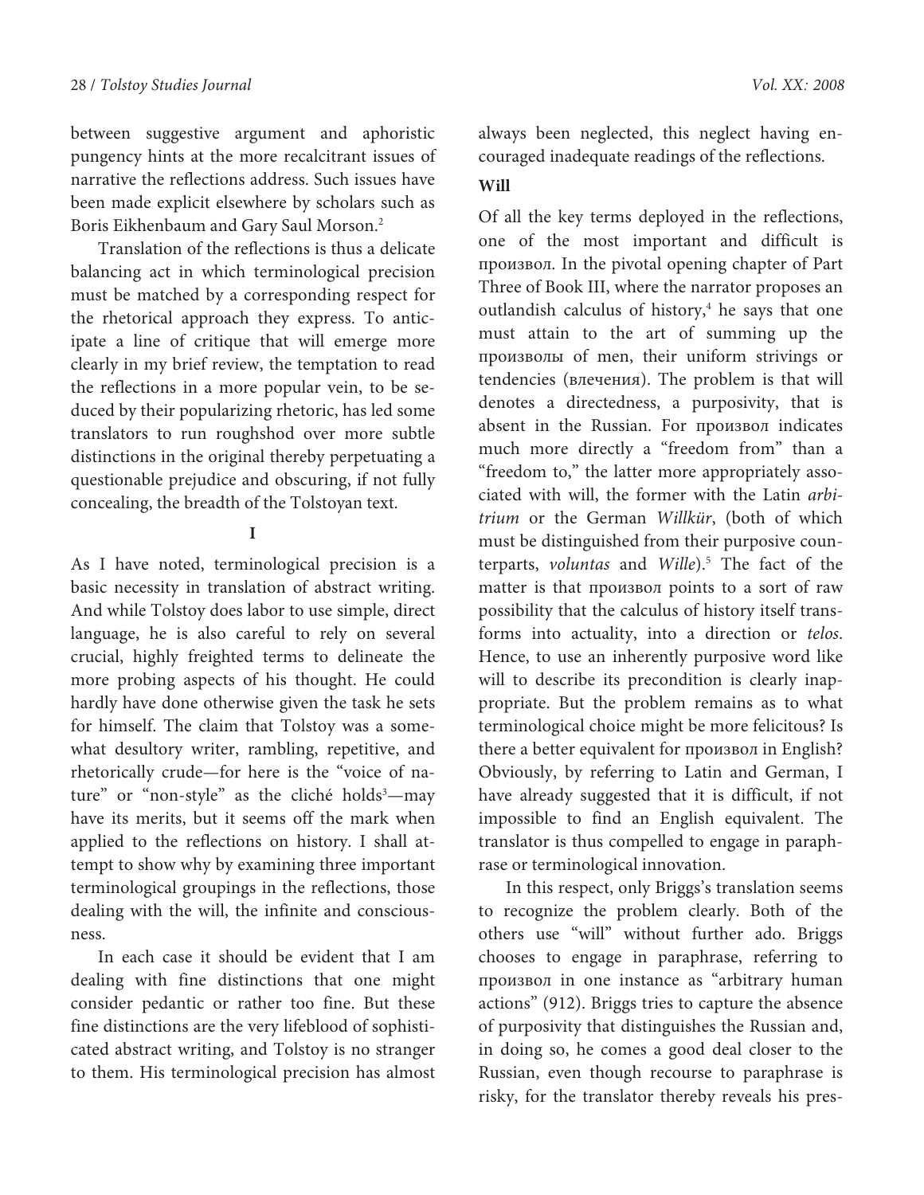between suggestive argument and aphoristic pungency hints at the more recalcitrant issues of narrative the reflections address. Such issues have been made explicit elsewhere by scholars such as Boris Eikhenbaum and Gary Saul Morson.[2]

Translation of the reflections is thus a delicate balancing act in which terminological precision must be matched by a corresponding respect for the rhetorical approach they express. To anticipate a line of critique that will emerge more clearly in my brief review, the temptation to read the reflections in a more popular vein, to be seduced by their popularizing rhetoric, has led some translators to run roughshod over more subtle distinctions in the original thereby perpetuating a questionable prejudice and obscuring, if not fully concealing, the breadth of the Tolstoyan text.

## I

As I have noted, terminological precision is a basic necessity in translation of abstract writing. And while Tolstoy does labor to use simple, direct language, he is also careful to rely on several crucial, highly freighted terms to delineate the more probing aspects of his thought. He could hardly have done otherwise given the task he sets for himself. The claim that Tolstoy was a somewhat desultory writer, rambling, repetitive, and rhetorically crude—for here is the "voice of nature" or "non-style" as the cliché holds[3]—may have its merits, but it seems off the mark when applied to the reflections on history. I shall attempt to show why by examining three important terminological groupings in the reflections, those dealing with the will, the infinite and consciousness.

In each case it should be evident that I am dealing with fine distinctions that one might consider pedantic or rather too fine. But these fine distinctions are the very lifeblood of sophisticated abstract writing, and Tolstoy is no stranger to them. His terminological precision has almost always been neglected, this neglect having encouraged inadequate readings of the reflections.

### Will

Of all the key terms deployed in the reflections, one of the most important and difficult is *произвол*. In the pivotal opening chapter of Part Three of Book III, where the narrator proposes an outlandish calculus of history,[4] he says that one must attain to the art of summing up the *произволы* of men, their uniform strivings or tendencies (*влечения*). The problem is that will denotes a directedness, a purposivity, that is absent in the Russian. For *произвол* indicates much more directly a "freedom from" than a "freedom to," the latter more appropriately associated with will, the former with the Latin *arbitrium* or the German *Willkür*, (both of which must be distinguished from their purposive counterparts, *voluntas* and *Wille*).[5] The fact of the matter is that *произвол* points to a sort of raw possibility that the calculus of history itself transforms into actuality, into a direction or *telos*. Hence, to use an inherently purposive word like will to describe its precondition is clearly inappropriate. But the problem remains as to what terminological choice might be more felicitous? Is there a better equivalent for *произвол* in English? Obviously, by referring to Latin and German, I have already suggested that it is difficult, if not impossible to find an English equivalent. The translator is thus compelled to engage in paraphrase or terminological innovation.

In this respect, only Briggs's translation seems to recognize the problem clearly. Both of the others use "will" without further ado. Briggs chooses to engage in paraphrase, referring to *произвол* in one instance as "arbitrary human actions" (912). Briggs tries to capture the absence of purposivity that distinguishes the Russian and, in doing so, he comes a good deal closer to the Russian, even though recourse to paraphrase is risky, for the translator thereby reveals his pres-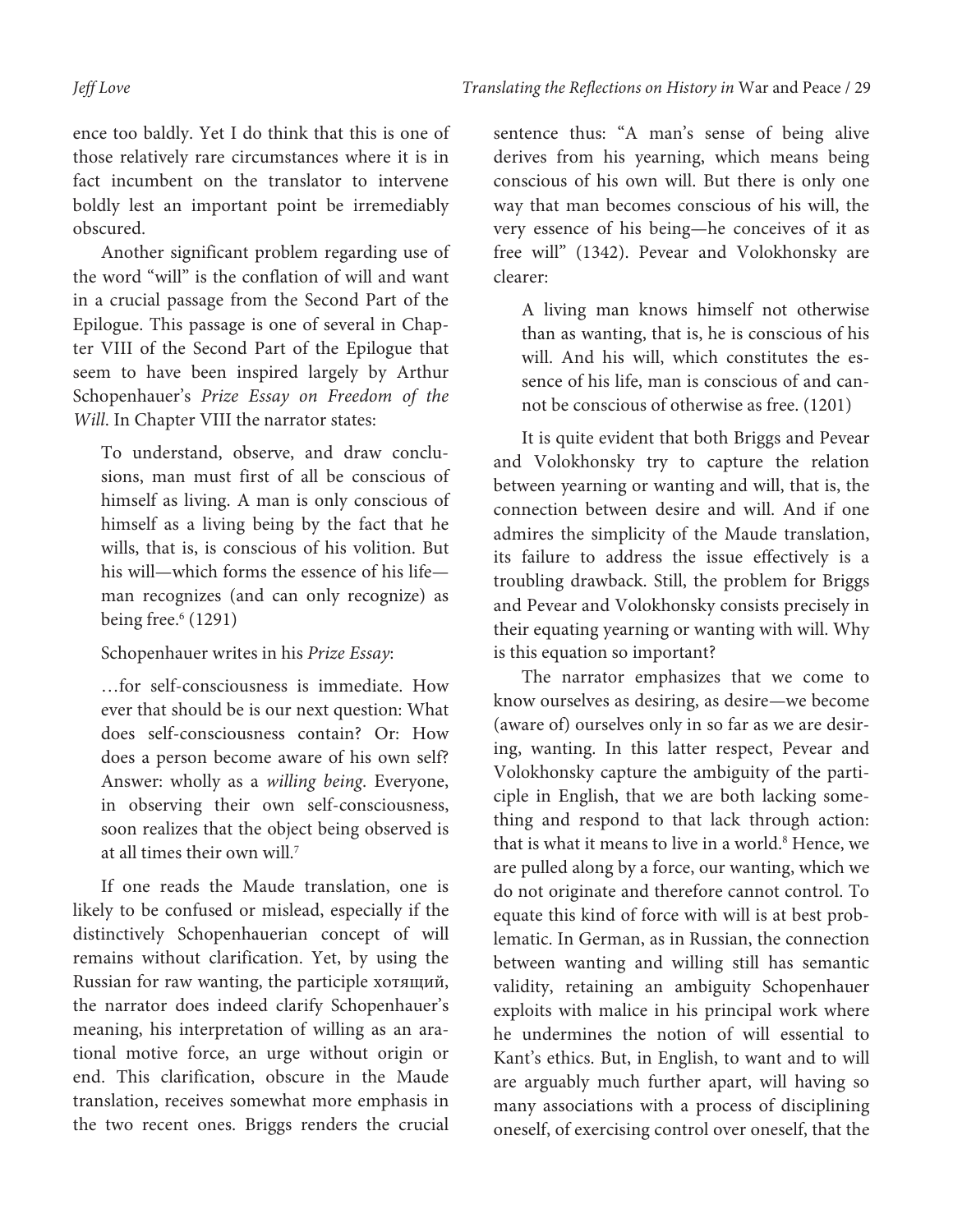ence too baldly. Yet I do think that this is one of those relatively rare circumstances where it is in fact incumbent on the translator to intervene boldly lest an important point be irremediably obscured.

Another significant problem regarding use of the word "will" is the conflation of will and want in a crucial passage from the Second Part of the Epilogue. This passage is one of several in Chapter VIII of the Second Part of the Epilogue that seem to have been inspired largely by Arthur Schopenhauer's *Prize Essay on Freedom of the Will*. In Chapter VIII the narrator states:

> To understand, observe, and draw conclusions, man must first of all be conscious of himself as living. A man is only conscious of himself as a living being by the fact that he wills, that is, is conscious of his volition. But his will—which forms the essence of his life—man recognizes (and can only recognize) as being free.[6] (1291)

Schopenhauer writes in his *Prize Essay*:

> …for self-consciousness is immediate. How ever that should be is our next question: What does self-consciousness contain? Or: How does a person become aware of his own self? Answer: wholly as a *willing being*. Everyone, in observing their own self-consciousness, soon realizes that the object being observed is at all times their own will.[7]

If one reads the Maude translation, one is likely to be confused or mislead, especially if the distinctively Schopenhauerian concept of will remains without clarification. Yet, by using the Russian for raw wanting, the participle хотящий, the narrator does indeed clarify Schopenhauer's meaning, his interpretation of willing as an arational motive force, an urge without origin or end. This clarification, obscure in the Maude translation, receives somewhat more emphasis in the two recent ones. Briggs renders the crucial sentence thus: "A man's sense of being alive derives from his yearning, which means being conscious of his own will. But there is only one way that man becomes conscious of his will, the very essence of his being—he conceives of it as free will" (1342). Pevear and Volokhonsky are clearer:

> A living man knows himself not otherwise than as wanting, that is, he is conscious of his will. And his will, which constitutes the essence of his life, man is conscious of and cannot be conscious of otherwise as free. (1201)

It is quite evident that both Briggs and Pevear and Volokhonsky try to capture the relation between yearning or wanting and will, that is, the connection between desire and will. And if one admires the simplicity of the Maude translation, its failure to address the issue effectively is a troubling drawback. Still, the problem for Briggs and Pevear and Volokhonsky consists precisely in their equating yearning or wanting with will. Why is this equation so important?

The narrator emphasizes that we come to know ourselves as desiring, as desire—we become (aware of) ourselves only in so far as we are desiring, wanting. In this latter respect, Pevear and Volokhonsky capture the ambiguity of the participle in English, that we are both lacking something and respond to that lack through action: that is what it means to live in a world.[8] Hence, we are pulled along by a force, our wanting, which we do not originate and therefore cannot control. To equate this kind of force with will is at best problematic. In German, as in Russian, the connection between wanting and willing still has semantic validity, retaining an ambiguity Schopenhauer exploits with malice in his principal work where he undermines the notion of will essential to Kant's ethics. But, in English, to want and to will are arguably much further apart, will having so many associations with a process of disciplining oneself, of exercising control over oneself, that the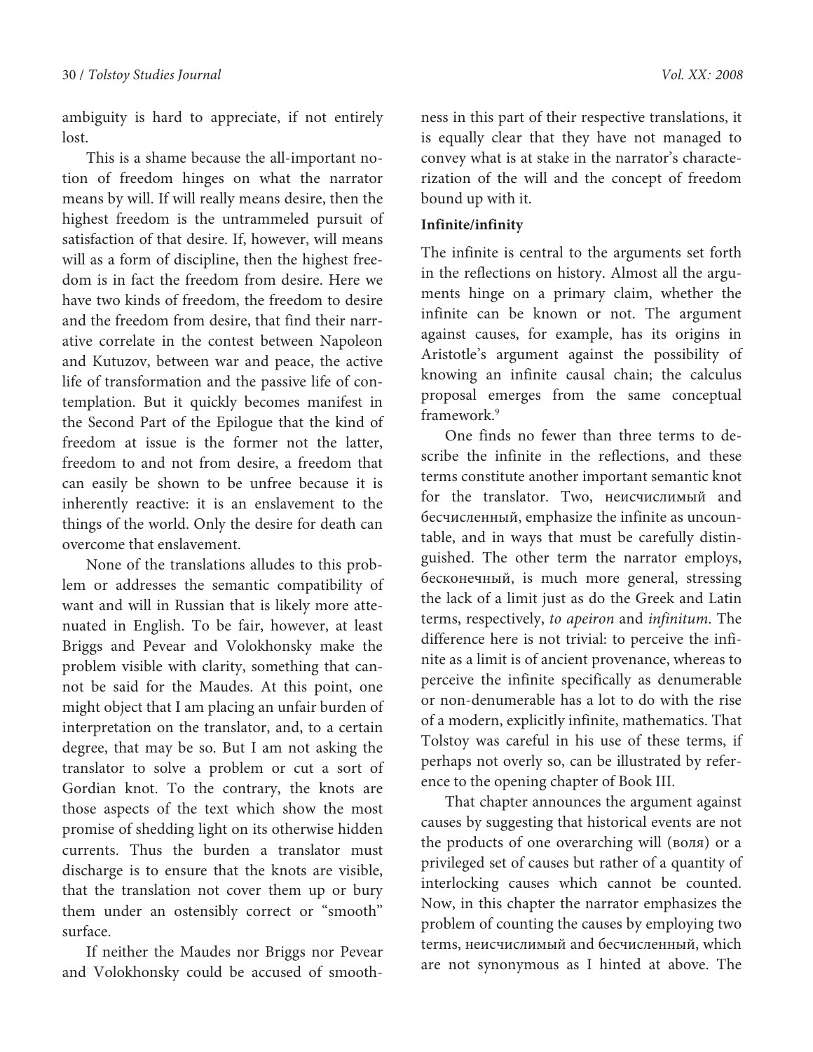ambiguity is hard to appreciate, if not entirely lost.

This is a shame because the all-important notion of freedom hinges on what the narrator means by will. If will really means desire, then the highest freedom is the untrammeled pursuit of satisfaction of that desire. If, however, will means will as a form of discipline, then the highest freedom is in fact the freedom from desire. Here we have two kinds of freedom, the freedom to desire and the freedom from desire, that find their narrative correlate in the contest between Napoleon and Kutuzov, between war and peace, the active life of transformation and the passive life of contemplation. But it quickly becomes manifest in the Second Part of the Epilogue that the kind of freedom at issue is the former not the latter, freedom to and not from desire, a freedom that can easily be shown to be unfree because it is inherently reactive: it is an enslavement to the things of the world. Only the desire for death can overcome that enslavement.

None of the translations alludes to this problem or addresses the semantic compatibility of want and will in Russian that is likely more attenuated in English. To be fair, however, at least Briggs and Pevear and Volokhonsky make the problem visible with clarity, something that cannot be said for the Maudes. At this point, one might object that I am placing an unfair burden of interpretation on the translator, and, to a certain degree, that may be so. But I am not asking the translator to solve a problem or cut a sort of Gordian knot. To the contrary, the knots are those aspects of the text which show the most promise of shedding light on its otherwise hidden currents. Thus the burden a translator must discharge is to ensure that the knots are visible, that the translation not cover them up or bury them under an ostensibly correct or "smooth" surface.

If neither the Maudes nor Briggs nor Pevear and Volokhonsky could be accused of smoothness in this part of their respective translations, it is equally clear that they have not managed to convey what is at stake in the narrator's characterization of the will and the concept of freedom bound up with it.

**Infinite/infinity**

The infinite is central to the arguments set forth in the reflections on history. Almost all the arguments hinge on a primary claim, whether the infinite can be known or not. The argument against causes, for example, has its origins in Aristotle's argument against the possibility of knowing an infinite causal chain; the calculus proposal emerges from the same conceptual framework.[9]

One finds no fewer than three terms to describe the infinite in the reflections, and these terms constitute another important semantic knot for the translator. Two, неисчислимый and бесчисленный, emphasize the infinite as uncountable, and in ways that must be carefully distinguished. The other term the narrator employs, бесконечный, is much more general, stressing the lack of a limit just as do the Greek and Latin terms, respectively, *to apeiron* and *infinitum*. The difference here is not trivial: to perceive the infinite as a limit is of ancient provenance, whereas to perceive the infinite specifically as denumerable or non-denumerable has a lot to do with the rise of a modern, explicitly infinite, mathematics. That Tolstoy was careful in his use of these terms, if perhaps not overly so, can be illustrated by reference to the opening chapter of Book III.

That chapter announces the argument against causes by suggesting that historical events are not the products of one overarching will (воля) or a privileged set of causes but rather of a quantity of interlocking causes which cannot be counted. Now, in this chapter the narrator emphasizes the problem of counting the causes by employing two terms, неисчислимый and бесчисленный, which are not synonymous as I hinted at above. The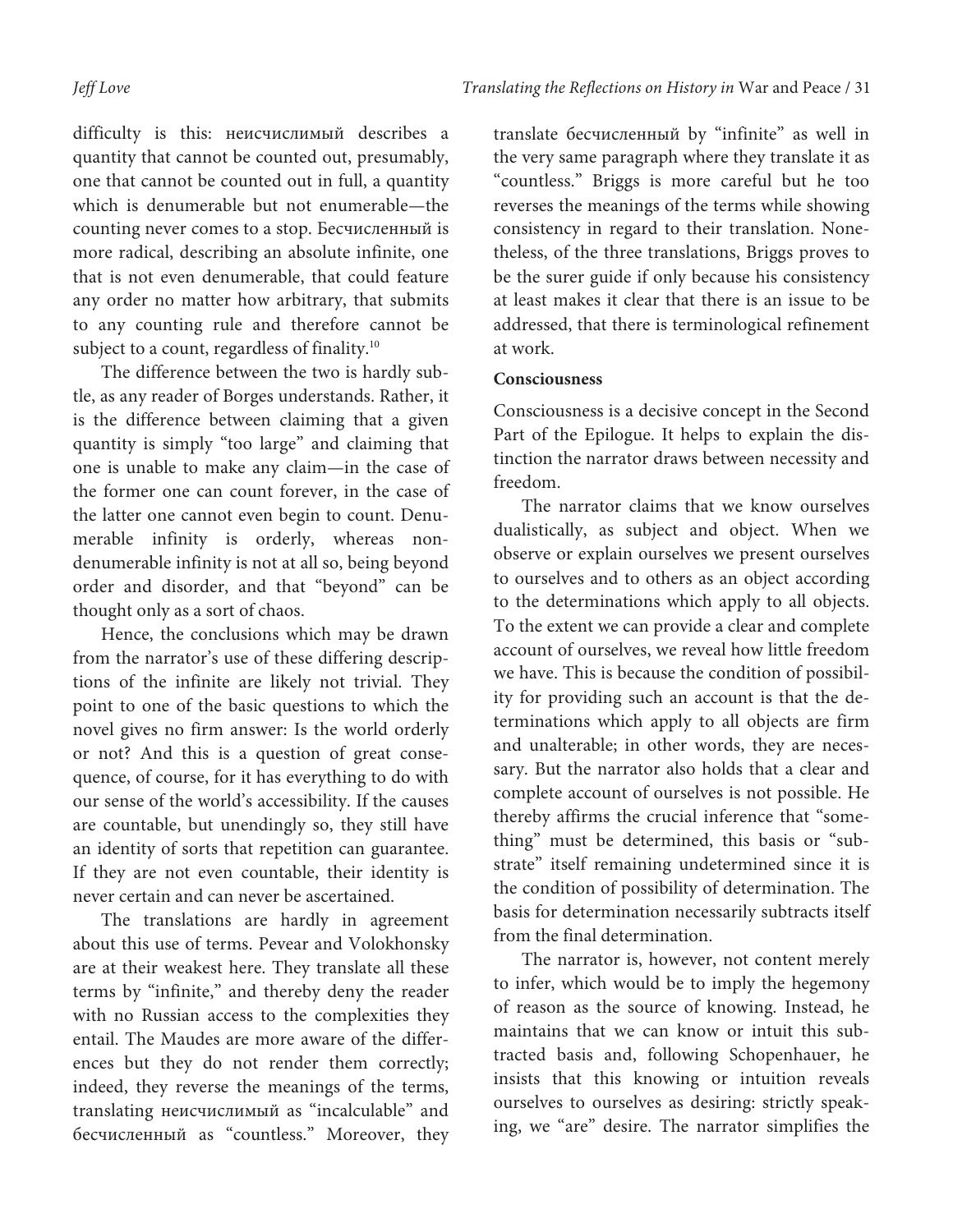difficulty is this: неисчислимый describes a quantity that cannot be counted out, presumably, one that cannot be counted out in full, a quantity which is denumerable but not enumerable—the counting never comes to a stop. Бесчисленный is more radical, describing an absolute infinite, one that is not even denumerable, that could feature any order no matter how arbitrary, that submits to any counting rule and therefore cannot be subject to a count, regardless of finality.[10]

The difference between the two is hardly subtle, as any reader of Borges understands. Rather, it is the difference between claiming that a given quantity is simply "too large" and claiming that one is unable to make any claim—in the case of the former one can count forever, in the case of the latter one cannot even begin to count. Denumerable infinity is orderly, whereas non-denumerable infinity is not at all so, being beyond order and disorder, and that "beyond" can be thought only as a sort of chaos.

Hence, the conclusions which may be drawn from the narrator's use of these differing descriptions of the infinite are likely not trivial. They point to one of the basic questions to which the novel gives no firm answer: Is the world orderly or not? And this is a question of great consequence, of course, for it has everything to do with our sense of the world's accessibility. If the causes are countable, but unendingly so, they still have an identity of sorts that repetition can guarantee. If they are not even countable, their identity is never certain and can never be ascertained.

The translations are hardly in agreement about this use of terms. Pevear and Volokhonsky are at their weakest here. They translate all these terms by "infinite," and thereby deny the reader with no Russian access to the complexities they entail. The Maudes are more aware of the differences but they do not render them correctly; indeed, they reverse the meanings of the terms, translating неисчислимый as "incalculable" and бесчисленный as "countless." Moreover, they translate бесчисленный by "infinite" as well in the very same paragraph where they translate it as "countless." Briggs is more careful but he too reverses the meanings of the terms while showing consistency in regard to their translation. Nonetheless, of the three translations, Briggs proves to be the surer guide if only because his consistency at least makes it clear that there is an issue to be addressed, that there is terminological refinement at work.

**Consciousness**

Consciousness is a decisive concept in the Second Part of the Epilogue. It helps to explain the distinction the narrator draws between necessity and freedom.

The narrator claims that we know ourselves dualistically, as subject and object. When we observe or explain ourselves we present ourselves to ourselves and to others as an object according to the determinations which apply to all objects. To the extent we can provide a clear and complete account of ourselves, we reveal how little freedom we have. This is because the condition of possibility for providing such an account is that the determinations which apply to all objects are firm and unalterable; in other words, they are necessary. But the narrator also holds that a clear and complete account of ourselves is not possible. He thereby affirms the crucial inference that "something" must be determined, this basis or "substrate" itself remaining undetermined since it is the condition of possibility of determination. The basis for determination necessarily subtracts itself from the final determination.

The narrator is, however, not content merely to infer, which would be to imply the hegemony of reason as the source of knowing. Instead, he maintains that we can know or intuit this subtracted basis and, following Schopenhauer, he insists that this knowing or intuition reveals ourselves to ourselves as desiring: strictly speaking, we "are" desire. The narrator simplifies the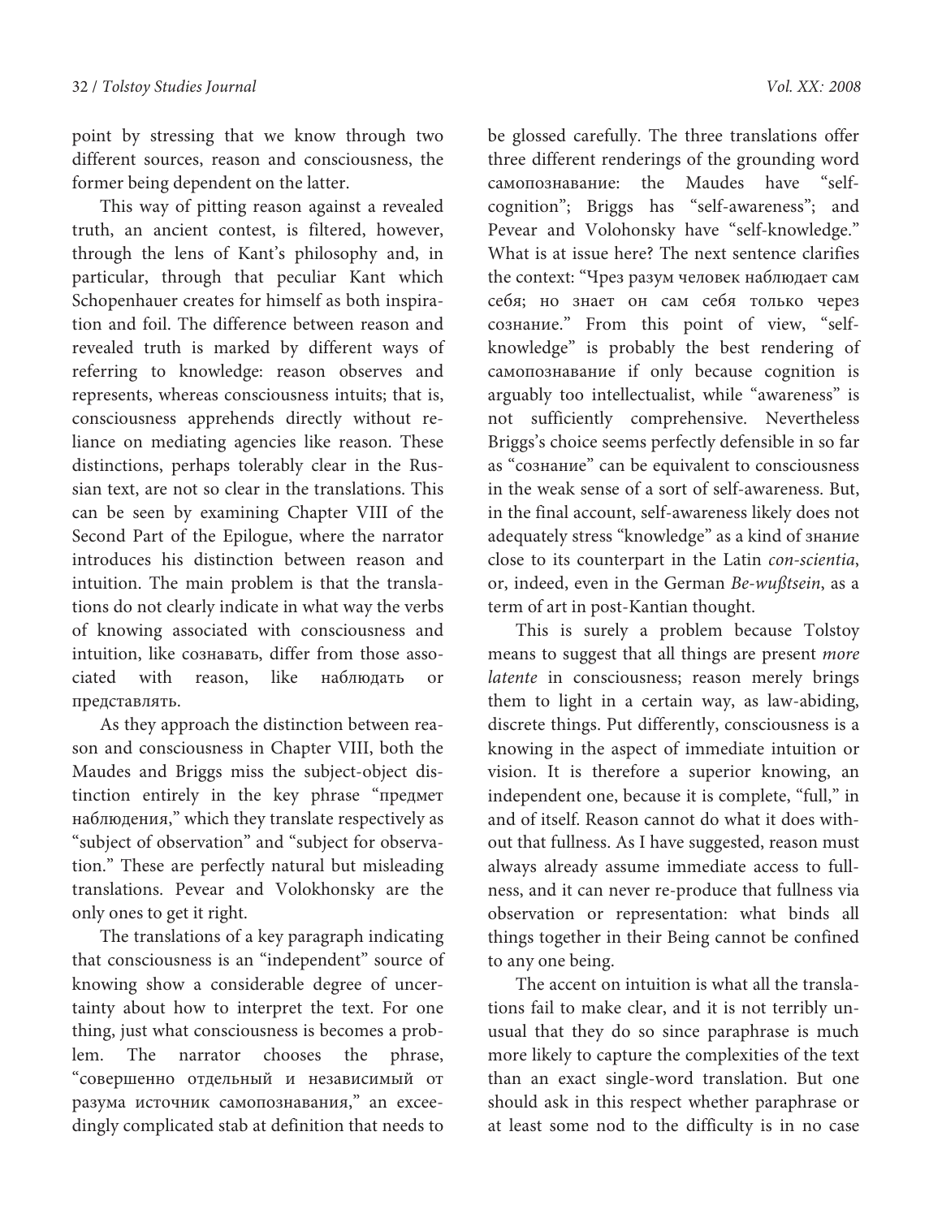point by stressing that we know through two different sources, reason and consciousness, the former being dependent on the latter.

This way of pitting reason against a revealed truth, an ancient contest, is filtered, however, through the lens of Kant's philosophy and, in particular, through that peculiar Kant which Schopenhauer creates for himself as both inspiration and foil. The difference between reason and revealed truth is marked by different ways of referring to knowledge: reason observes and represents, whereas consciousness intuits; that is, consciousness apprehends directly without reliance on mediating agencies like reason. These distinctions, perhaps tolerably clear in the Russian text, are not so clear in the translations. This can be seen by examining Chapter VIII of the Second Part of the Epilogue, where the narrator introduces his distinction between reason and intuition. The main problem is that the translations do not clearly indicate in what way the verbs of knowing associated with consciousness and intuition, like сознавать, differ from those associated with reason, like наблюдать or представлять.

As they approach the distinction between reason and consciousness in Chapter VIII, both the Maudes and Briggs miss the subject-object distinction entirely in the key phrase "предмет наблюдения," which they translate respectively as "subject of observation" and "subject for observation." These are perfectly natural but misleading translations. Pevear and Volokhonsky are the only ones to get it right.

The translations of a key paragraph indicating that consciousness is an "independent" source of knowing show a considerable degree of uncertainty about how to interpret the text. For one thing, just what consciousness is becomes a problem. The narrator chooses the phrase, "совершенно отдельный и независимый от разума источник самопознавания," an exceedingly complicated stab at definition that needs to be glossed carefully. The three translations offer three different renderings of the grounding word самопознавание: the Maudes have "self-cognition"; Briggs has "self-awareness"; and Pevear and Volohonsky have "self-knowledge." What is at issue here? The next sentence clarifies the context: "Чрез разум человек наблюдает сам себя; но знает он сам себя только через сознание." From this point of view, "self-knowledge" is probably the best rendering of самопознавание if only because cognition is arguably too intellectualist, while "awareness" is not sufficiently comprehensive. Nevertheless Briggs's choice seems perfectly defensible in so far as "сознание" can be equivalent to consciousness in the weak sense of a sort of self-awareness. But, in the final account, self-awareness likely does not adequately stress "knowledge" as a kind of знание close to its counterpart in the Latin *con-scientia*, or, indeed, even in the German *Be-wußtsein*, as a term of art in post-Kantian thought.

This is surely a problem because Tolstoy means to suggest that all things are present *more latente* in consciousness; reason merely brings them to light in a certain way, as law-abiding, discrete things. Put differently, consciousness is a knowing in the aspect of immediate intuition or vision. It is therefore a superior knowing, an independent one, because it is complete, "full," in and of itself. Reason cannot do what it does without that fullness. As I have suggested, reason must always already assume immediate access to fullness, and it can never re-produce that fullness via observation or representation: what binds all things together in their Being cannot be confined to any one being.

The accent on intuition is what all the translations fail to make clear, and it is not terribly unusual that they do so since paraphrase is much more likely to capture the complexities of the text than an exact single-word translation. But one should ask in this respect whether paraphrase or at least some nod to the difficulty is in no case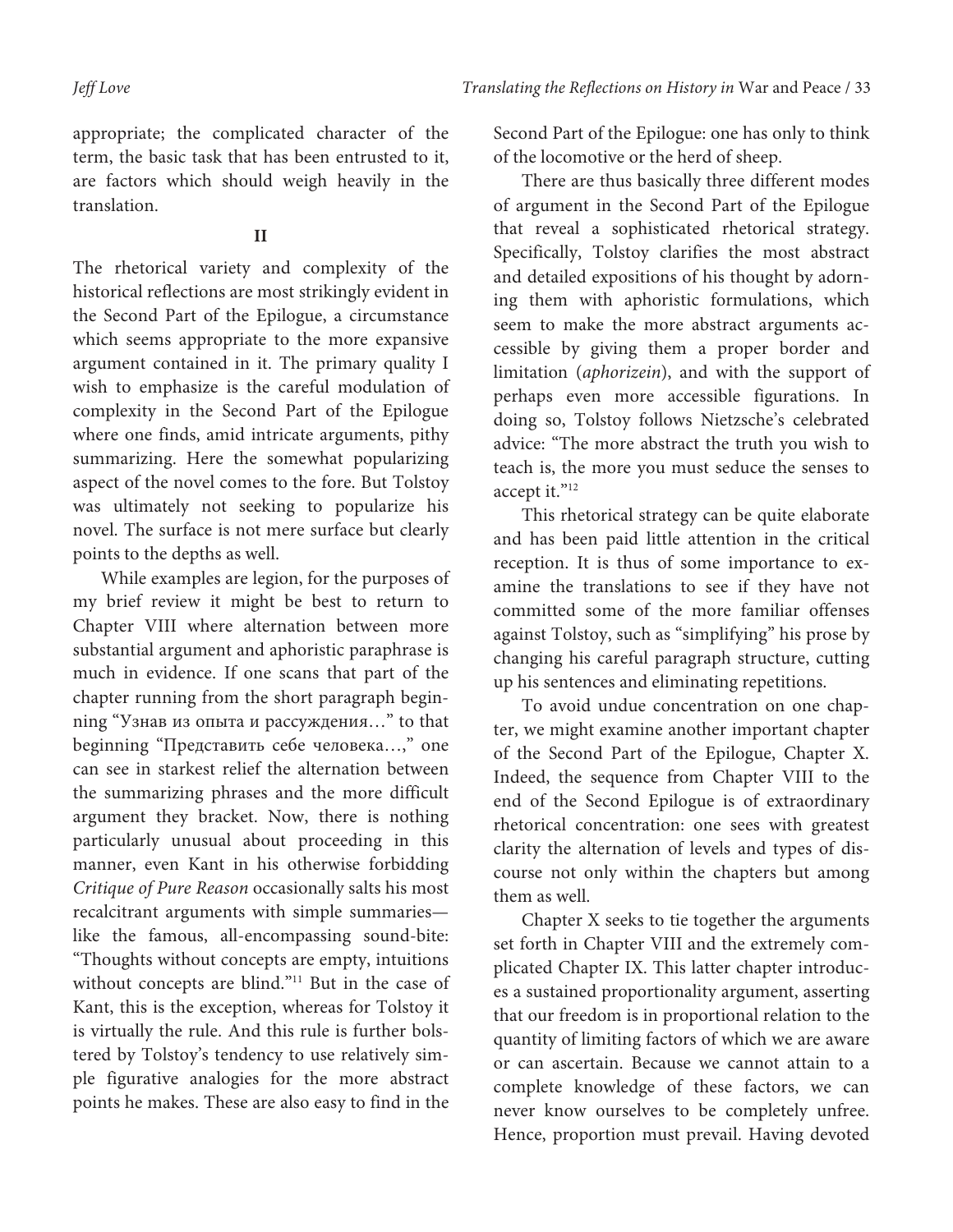appropriate; the complicated character of the term, the basic task that has been entrusted to it, are factors which should weigh heavily in the translation.

## II

The rhetorical variety and complexity of the historical reflections are most strikingly evident in the Second Part of the Epilogue, a circumstance which seems appropriate to the more expansive argument contained in it. The primary quality I wish to emphasize is the careful modulation of complexity in the Second Part of the Epilogue where one finds, amid intricate arguments, pithy summarizing. Here the somewhat popularizing aspect of the novel comes to the fore. But Tolstoy was ultimately not seeking to popularize his novel. The surface is not mere surface but clearly points to the depths as well.

While examples are legion, for the purposes of my brief review it might be best to return to Chapter VIII where alternation between more substantial argument and aphoristic paraphrase is much in evidence. If one scans that part of the chapter running from the short paragraph beginning "Узнав из опыта и рассуждения…" to that beginning "Представить себе человека…," one can see in starkest relief the alternation between the summarizing phrases and the more difficult argument they bracket. Now, there is nothing particularly unusual about proceeding in this manner, even Kant in his otherwise forbidding *Critique of Pure Reason* occasionally salts his most recalcitrant arguments with simple summaries—like the famous, all-encompassing sound-bite: "Thoughts without concepts are empty, intuitions without concepts are blind."[11] But in the case of Kant, this is the exception, whereas for Tolstoy it is virtually the rule. And this rule is further bolstered by Tolstoy's tendency to use relatively simple figurative analogies for the more abstract points he makes. These are also easy to find in the Second Part of the Epilogue: one has only to think of the locomotive or the herd of sheep.

There are thus basically three different modes of argument in the Second Part of the Epilogue that reveal a sophisticated rhetorical strategy. Specifically, Tolstoy clarifies the most abstract and detailed expositions of his thought by adorning them with aphoristic formulations, which seem to make the more abstract arguments accessible by giving them a proper border and limitation (*aphorizein*), and with the support of perhaps even more accessible figurations. In doing so, Tolstoy follows Nietzsche's celebrated advice: "The more abstract the truth you wish to teach is, the more you must seduce the senses to accept it."[12]

This rhetorical strategy can be quite elaborate and has been paid little attention in the critical reception. It is thus of some importance to examine the translations to see if they have not committed some of the more familiar offenses against Tolstoy, such as "simplifying" his prose by changing his careful paragraph structure, cutting up his sentences and eliminating repetitions.

To avoid undue concentration on one chapter, we might examine another important chapter of the Second Part of the Epilogue, Chapter X. Indeed, the sequence from Chapter VIII to the end of the Second Epilogue is of extraordinary rhetorical concentration: one sees with greatest clarity the alternation of levels and types of discourse not only within the chapters but among them as well.

Chapter X seeks to tie together the arguments set forth in Chapter VIII and the extremely complicated Chapter IX. This latter chapter introduces a sustained proportionality argument, asserting that our freedom is in proportional relation to the quantity of limiting factors of which we are aware or can ascertain. Because we cannot attain to a complete knowledge of these factors, we can never know ourselves to be completely unfree. Hence, proportion must prevail. Having devoted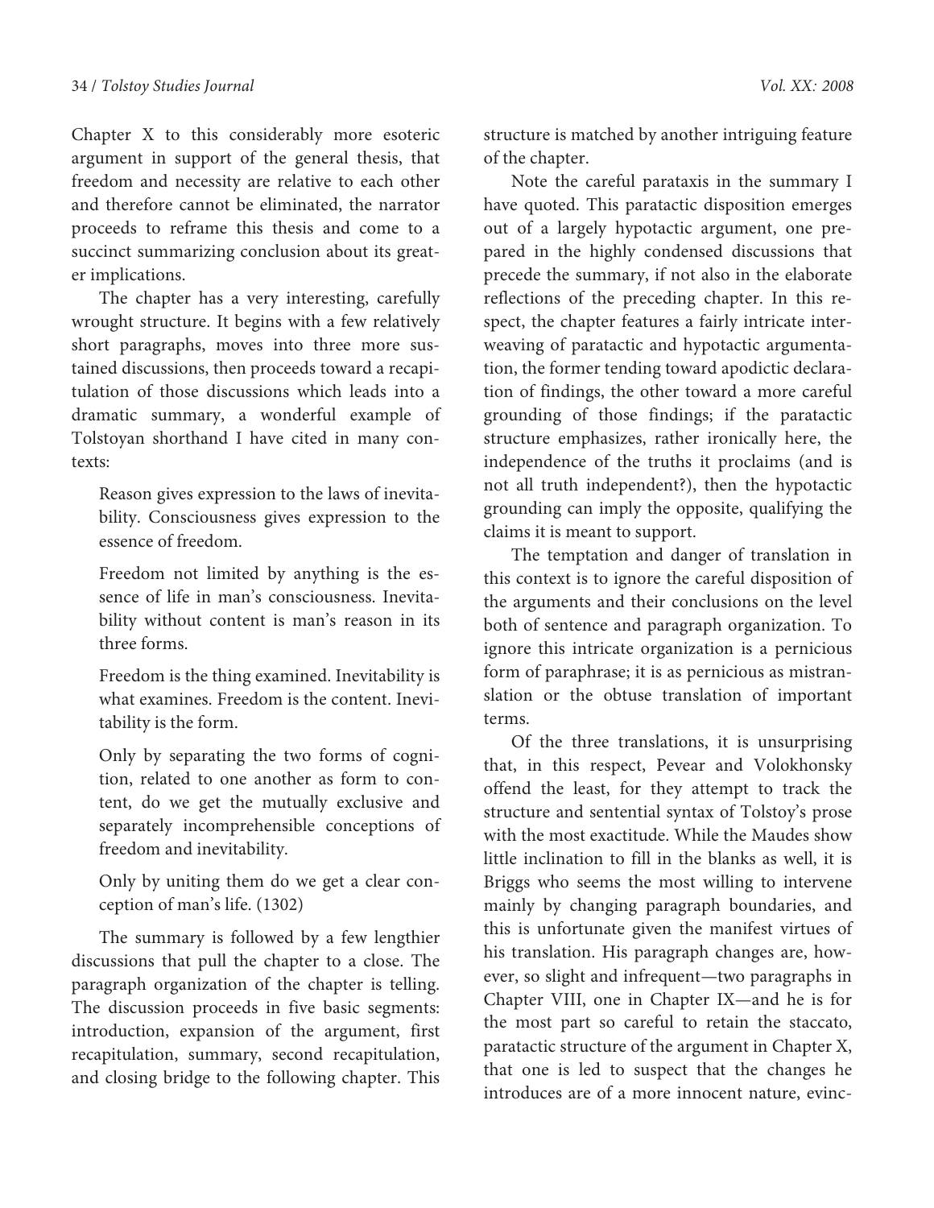Chapter X to this considerably more esoteric argument in support of the general thesis, that freedom and necessity are relative to each other and therefore cannot be eliminated, the narrator proceeds to reframe this thesis and come to a succinct summarizing conclusion about its greater implications.

The chapter has a very interesting, carefully wrought structure. It begins with a few relatively short paragraphs, moves into three more sustained discussions, then proceeds toward a recapitulation of those discussions which leads into a dramatic summary, a wonderful example of Tolstoyan shorthand I have cited in many contexts:

> Reason gives expression to the laws of inevitability. Consciousness gives expression to the essence of freedom.
>
> Freedom not limited by anything is the essence of life in man's consciousness. Inevitability without content is man's reason in its three forms.
>
> Freedom is the thing examined. Inevitability is what examines. Freedom is the content. Inevitability is the form.
>
> Only by separating the two forms of cognition, related to one another as form to content, do we get the mutually exclusive and separately incomprehensible conceptions of freedom and inevitability.
>
> Only by uniting them do we get a clear conception of man's life. (1302)

The summary is followed by a few lengthier discussions that pull the chapter to a close. The paragraph organization of the chapter is telling. The discussion proceeds in five basic segments: introduction, expansion of the argument, first recapitulation, summary, second recapitulation, and closing bridge to the following chapter. This structure is matched by another intriguing feature of the chapter.

Note the careful parataxis in the summary I have quoted. This paratactic disposition emerges out of a largely hypotactic argument, one prepared in the highly condensed discussions that precede the summary, if not also in the elaborate reflections of the preceding chapter. In this respect, the chapter features a fairly intricate interweaving of paratactic and hypotactic argumentation, the former tending toward apodictic declaration of findings, the other toward a more careful grounding of those findings; if the paratactic structure emphasizes, rather ironically here, the independence of the truths it proclaims (and is not all truth independent?), then the hypotactic grounding can imply the opposite, qualifying the claims it is meant to support.

The temptation and danger of translation in this context is to ignore the careful disposition of the arguments and their conclusions on the level both of sentence and paragraph organization. To ignore this intricate organization is a pernicious form of paraphrase; it is as pernicious as mistranslation or the obtuse translation of important terms.

Of the three translations, it is unsurprising that, in this respect, Pevear and Volokhonsky offend the least, for they attempt to track the structure and sentential syntax of Tolstoy's prose with the most exactitude. While the Maudes show little inclination to fill in the blanks as well, it is Briggs who seems the most willing to intervene mainly by changing paragraph boundaries, and this is unfortunate given the manifest virtues of his translation. His paragraph changes are, however, so slight and infrequent—two paragraphs in Chapter VIII, one in Chapter IX—and he is for the most part so careful to retain the staccato, paratactic structure of the argument in Chapter X, that one is led to suspect that the changes he introduces are of a more innocent nature, evinc-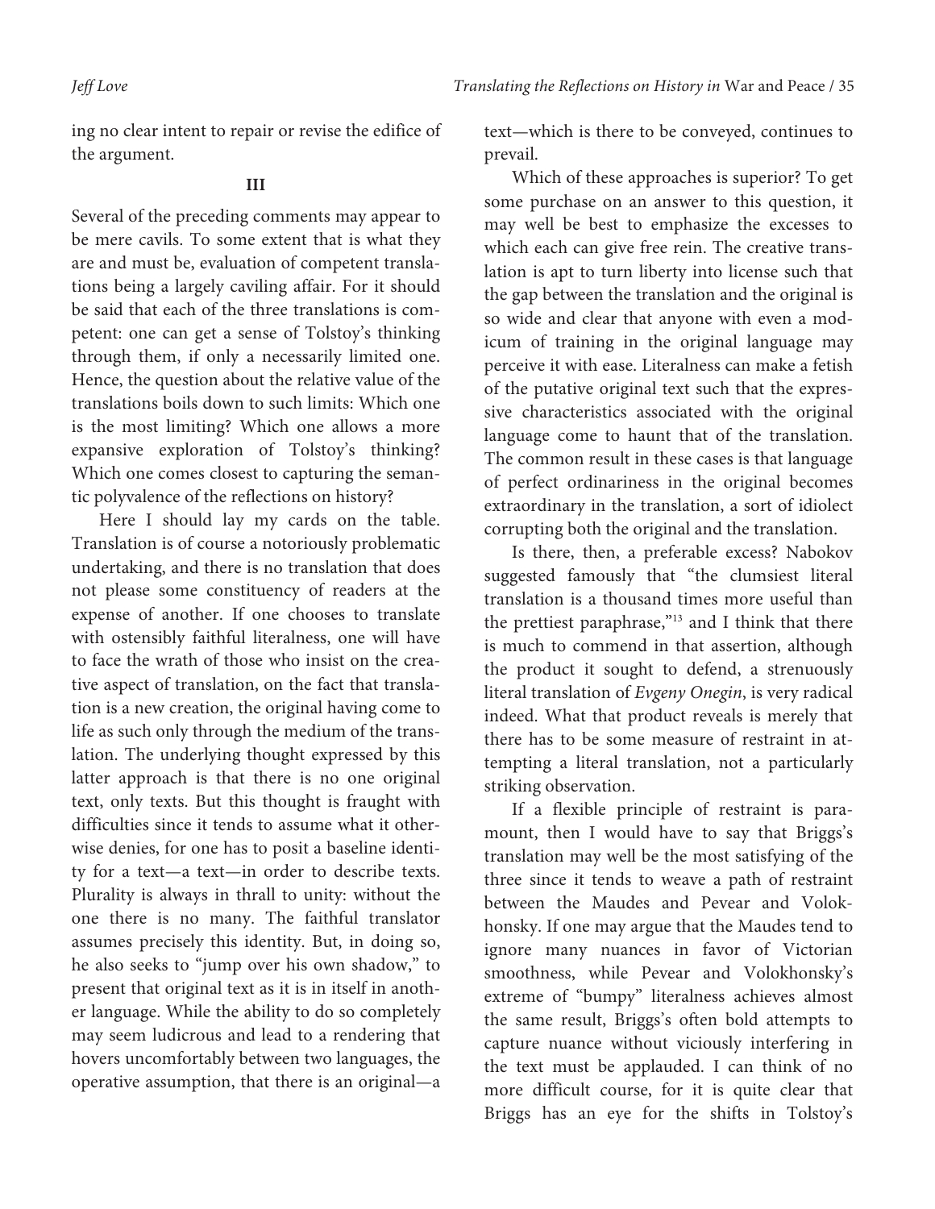ing no clear intent to repair or revise the edifice of the argument.

### III

Several of the preceding comments may appear to be mere cavils. To some extent that is what they are and must be, evaluation of competent translations being a largely caviling affair. For it should be said that each of the three translations is competent: one can get a sense of Tolstoy's thinking through them, if only a necessarily limited one. Hence, the question about the relative value of the translations boils down to such limits: Which one is the most limiting? Which one allows a more expansive exploration of Tolstoy's thinking? Which one comes closest to capturing the semantic polyvalence of the reflections on history?

Here I should lay my cards on the table. Translation is of course a notoriously problematic undertaking, and there is no translation that does not please some constituency of readers at the expense of another. If one chooses to translate with ostensibly faithful literalness, one will have to face the wrath of those who insist on the creative aspect of translation, on the fact that translation is a new creation, the original having come to life as such only through the medium of the translation. The underlying thought expressed by this latter approach is that there is no one original text, only texts. But this thought is fraught with difficulties since it tends to assume what it otherwise denies, for one has to posit a baseline identity for a text—a text—in order to describe texts. Plurality is always in thrall to unity: without the one there is no many. The faithful translator assumes precisely this identity. But, in doing so, he also seeks to "jump over his own shadow," to present that original text as it is in itself in another language. While the ability to do so completely may seem ludicrous and lead to a rendering that hovers uncomfortably between two languages, the operative assumption, that there is an original—a text—which is there to be conveyed, continues to prevail.

Which of these approaches is superior? To get some purchase on an answer to this question, it may well be best to emphasize the excesses to which each can give free rein. The creative translation is apt to turn liberty into license such that the gap between the translation and the original is so wide and clear that anyone with even a modicum of training in the original language may perceive it with ease. Literalness can make a fetish of the putative original text such that the expressive characteristics associated with the original language come to haunt that of the translation. The common result in these cases is that language of perfect ordinariness in the original becomes extraordinary in the translation, a sort of idiolect corrupting both the original and the translation.

Is there, then, a preferable excess? Nabokov suggested famously that "the clumsiest literal translation is a thousand times more useful than the prettiest paraphrase,"[13] and I think that there is much to commend in that assertion, although the product it sought to defend, a strenuously literal translation of *Evgeny Onegin*, is very radical indeed. What that product reveals is merely that there has to be some measure of restraint in attempting a literal translation, not a particularly striking observation.

If a flexible principle of restraint is paramount, then I would have to say that Briggs's translation may well be the most satisfying of the three since it tends to weave a path of restraint between the Maudes and Pevear and Volokhonsky. If one may argue that the Maudes tend to ignore many nuances in favor of Victorian smoothness, while Pevear and Volokhonsky's extreme of "bumpy" literalness achieves almost the same result, Briggs's often bold attempts to capture nuance without viciously interfering in the text must be applauded. I can think of no more difficult course, for it is quite clear that Briggs has an eye for the shifts in Tolstoy's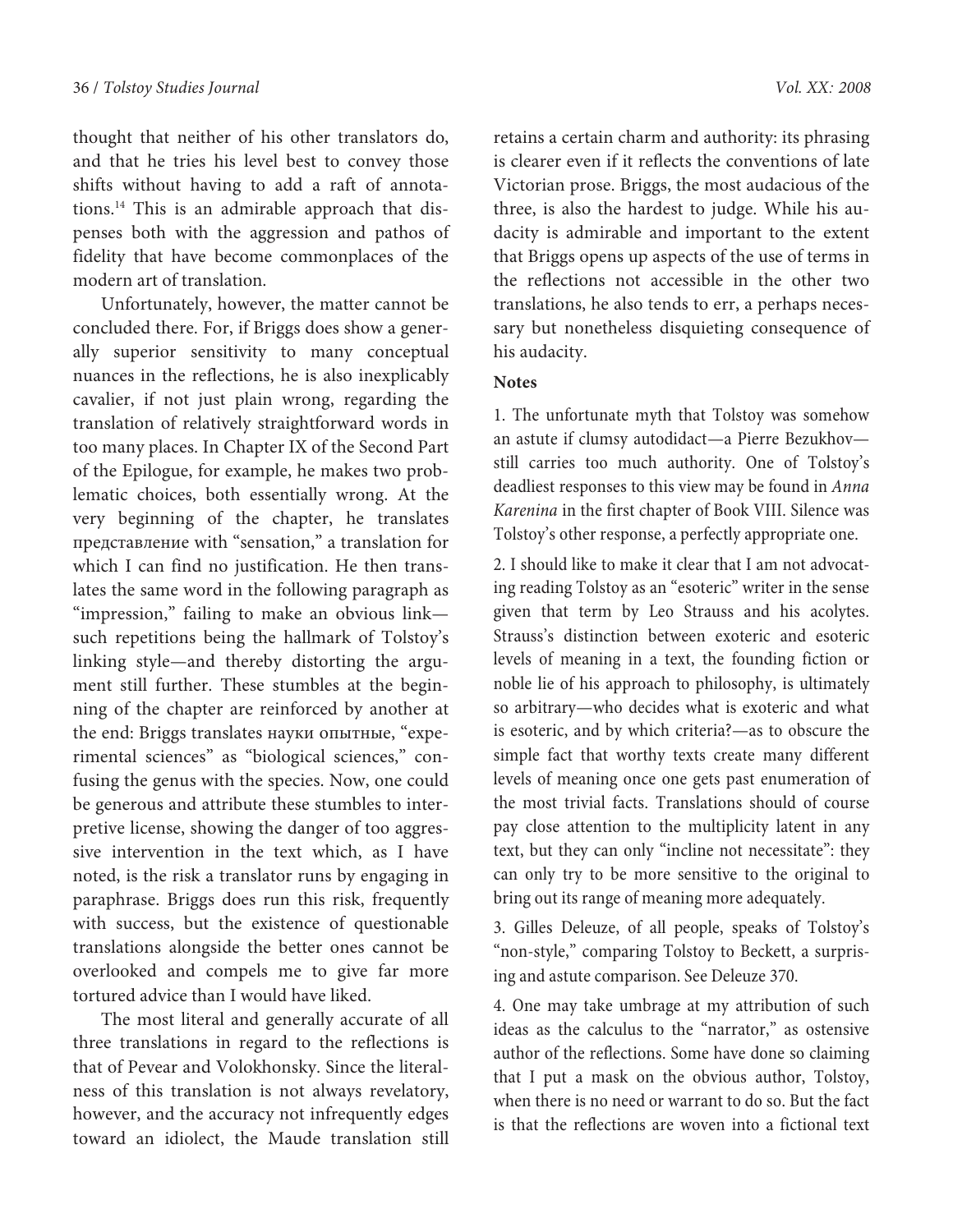thought that neither of his other translators do, and that he tries his level best to convey those shifts without having to add a raft of annotations.[14] This is an admirable approach that dispenses both with the aggression and pathos of fidelity that have become commonplaces of the modern art of translation.

Unfortunately, however, the matter cannot be concluded there. For, if Briggs does show a generally superior sensitivity to many conceptual nuances in the reflections, he is also inexplicably cavalier, if not just plain wrong, regarding the translation of relatively straightforward words in too many places. In Chapter IX of the Second Part of the Epilogue, for example, he makes two problematic choices, both essentially wrong. At the very beginning of the chapter, he translates представление with "sensation," a translation for which I can find no justification. He then translates the same word in the following paragraph as "impression," failing to make an obvious link—such repetitions being the hallmark of Tolstoy's linking style—and thereby distorting the argument still further. These stumbles at the beginning of the chapter are reinforced by another at the end: Briggs translates науки опытные, "experimental sciences" as "biological sciences," confusing the genus with the species. Now, one could be generous and attribute these stumbles to interpretive license, showing the danger of too aggressive intervention in the text which, as I have noted, is the risk a translator runs by engaging in paraphrase. Briggs does run this risk, frequently with success, but the existence of questionable translations alongside the better ones cannot be overlooked and compels me to give far more tortured advice than I would have liked.

The most literal and generally accurate of all three translations in regard to the reflections is that of Pevear and Volokhonsky. Since the literalness of this translation is not always revelatory, however, and the accuracy not infrequently edges toward an idiolect, the Maude translation still retains a certain charm and authority: its phrasing is clearer even if it reflects the conventions of late Victorian prose. Briggs, the most audacious of the three, is also the hardest to judge. While his audacity is admirable and important to the extent that Briggs opens up aspects of the use of terms in the reflections not accessible in the other two translations, he also tends to err, a perhaps necessary but nonetheless disquieting consequence of his audacity.

**Notes**

1. The unfortunate myth that Tolstoy was somehow an astute if clumsy autodidact—a Pierre Bezukhov—still carries too much authority. One of Tolstoy's deadliest responses to this view may be found in *Anna Karenina* in the first chapter of Book VIII. Silence was Tolstoy's other response, a perfectly appropriate one.

2. I should like to make it clear that I am not advocating reading Tolstoy as an "esoteric" writer in the sense given that term by Leo Strauss and his acolytes. Strauss's distinction between exoteric and esoteric levels of meaning in a text, the founding fiction or noble lie of his approach to philosophy, is ultimately so arbitrary—who decides what is exoteric and what is esoteric, and by which criteria?—as to obscure the simple fact that worthy texts create many different levels of meaning once one gets past enumeration of the most trivial facts. Translations should of course pay close attention to the multiplicity latent in any text, but they can only "incline not necessitate": they can only try to be more sensitive to the original to bring out its range of meaning more adequately.

3. Gilles Deleuze, of all people, speaks of Tolstoy's "non-style," comparing Tolstoy to Beckett, a surprising and astute comparison. See Deleuze 370.

4. One may take umbrage at my attribution of such ideas as the calculus to the "narrator," as ostensive author of the reflections. Some have done so claiming that I put a mask on the obvious author, Tolstoy, when there is no need or warrant to do so. But the fact is that the reflections are woven into a fictional text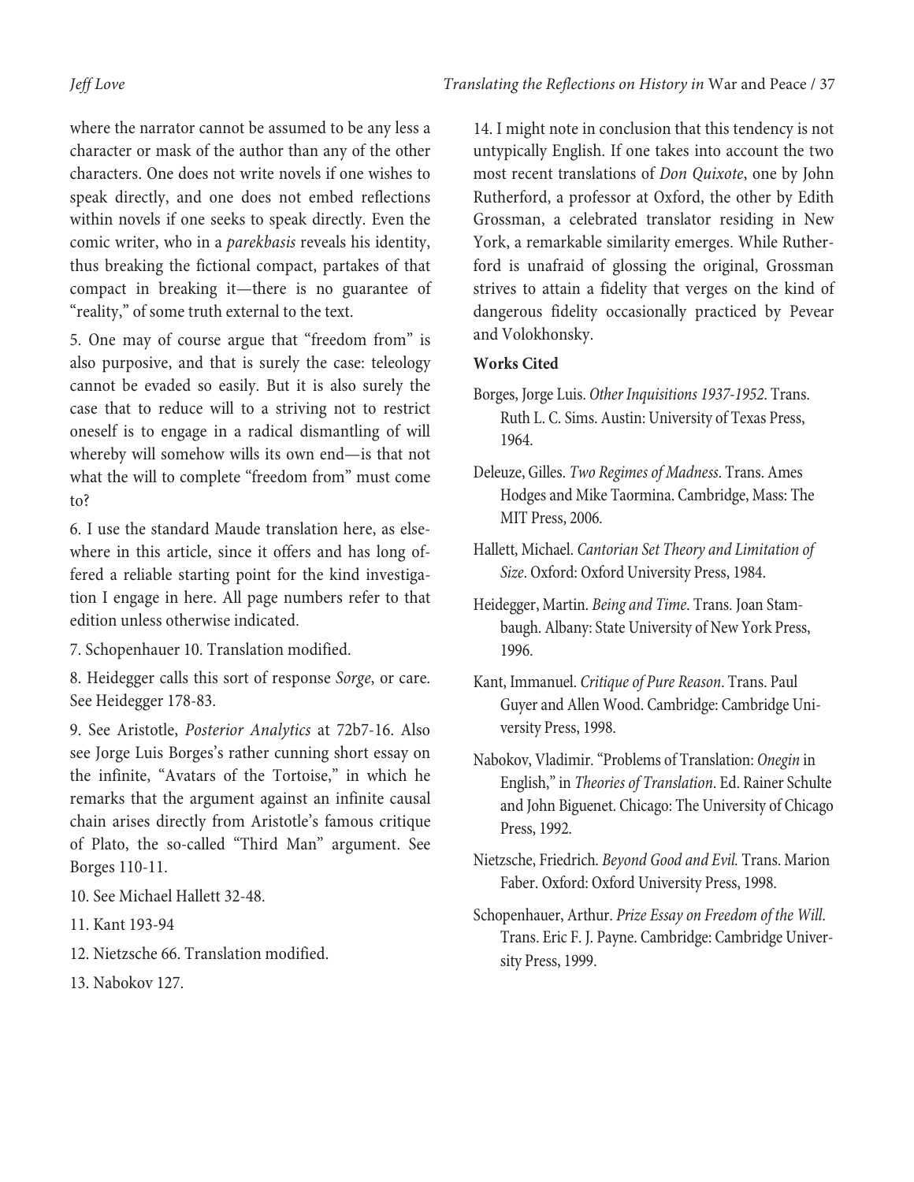where the narrator cannot be assumed to be any less a character or mask of the author than any of the other characters. One does not write novels if one wishes to speak directly, and one does not embed reflections within novels if one seeks to speak directly. Even the comic writer, who in a *parekbasis* reveals his identity, thus breaking the fictional compact, partakes of that compact in breaking it—there is no guarantee of "reality," of some truth external to the text.

5. One may of course argue that "freedom from" is also purposive, and that is surely the case: teleology cannot be evaded so easily. But it is also surely the case that to reduce will to a striving not to restrict oneself is to engage in a radical dismantling of will whereby will somehow wills its own end—is that not what the will to complete "freedom from" must come to?

6. I use the standard Maude translation here, as elsewhere in this article, since it offers and has long offered a reliable starting point for the kind investigation I engage in here. All page numbers refer to that edition unless otherwise indicated.

7. Schopenhauer 10. Translation modified.

8. Heidegger calls this sort of response *Sorge*, or care. See Heidegger 178-83.

9. See Aristotle, *Posterior Analytics* at 72b7-16. Also see Jorge Luis Borges's rather cunning short essay on the infinite, "Avatars of the Tortoise," in which he remarks that the argument against an infinite causal chain arises directly from Aristotle's famous critique of Plato, the so-called "Third Man" argument. See Borges 110-11.

10. See Michael Hallett 32-48.

11. Kant 193-94

12. Nietzsche 66. Translation modified.

13. Nabokov 127.

14. I might note in conclusion that this tendency is not untypically English. If one takes into account the two most recent translations of *Don Quixote*, one by John Rutherford, a professor at Oxford, the other by Edith Grossman, a celebrated translator residing in New York, a remarkable similarity emerges. While Rutherford is unafraid of glossing the original, Grossman strives to attain a fidelity that verges on the kind of dangerous fidelity occasionally practiced by Pevear and Volokhonsky.

**Works Cited**

Borges, Jorge Luis. *Other Inquisitions 1937-1952*. Trans. Ruth L. C. Sims. Austin: University of Texas Press, 1964.

Deleuze, Gilles. *Two Regimes of Madness*. Trans. Ames Hodges and Mike Taormina. Cambridge, Mass: The MIT Press, 2006.

Hallett, Michael. *Cantorian Set Theory and Limitation of Size*. Oxford: Oxford University Press, 1984.

Heidegger, Martin. *Being and Time*. Trans. Joan Stambaugh. Albany: State University of New York Press, 1996.

Kant, Immanuel. *Critique of Pure Reason*. Trans. Paul Guyer and Allen Wood. Cambridge: Cambridge University Press, 1998.

Nabokov, Vladimir. "Problems of Translation: *Onegin* in English," in *Theories of Translation*. Ed. Rainer Schulte and John Biguenet. Chicago: The University of Chicago Press, 1992.

Nietzsche, Friedrich. *Beyond Good and Evil.* Trans. Marion Faber. Oxford: Oxford University Press, 1998.

Schopenhauer, Arthur. *Prize Essay on Freedom of the Will*. Trans. Eric F. J. Payne. Cambridge: Cambridge University Press, 1999.